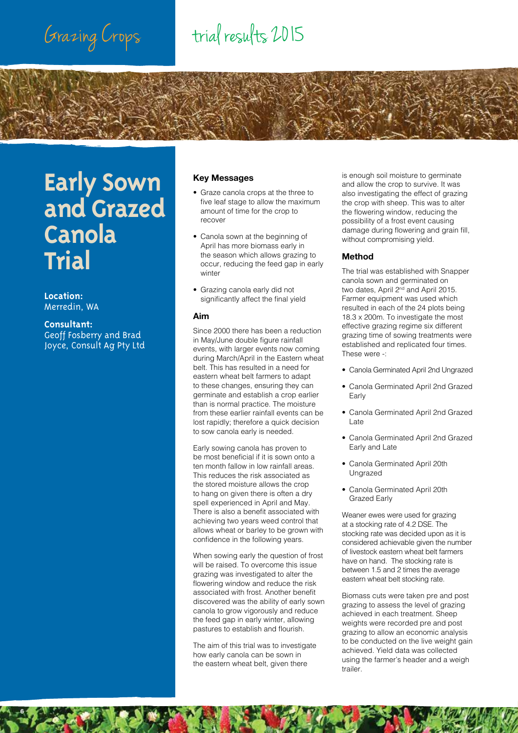Grazing Crops trial results 2015

# Early Sown and Grazed Canola Trial

**Location:**
Merredin, WA

**Consultant:**
Geoff Fosberry and Brad Joyce, Consult Ag Pty Ltd

## Key Messages

- Graze canola crops at the three to five leaf stage to allow the maximum amount of time for the crop to recover
- Canola sown at the beginning of April has more biomass early in the season which allows grazing to occur, reducing the feed gap in early winter
- Grazing canola early did not significantly affect the final yield

## Aim

Since 2000 there has been a reduction in May/June double figure rainfall events, with larger events now coming during March/April in the Eastern wheat belt. This has resulted in a need for eastern wheat belt farmers to adapt to these changes, ensuring they can germinate and establish a crop earlier than is normal practice. The moisture from these earlier rainfall events can be lost rapidly; therefore a quick decision to sow canola early is needed.

Early sowing canola has proven to be most beneficial if it is sown onto a ten month fallow in low rainfall areas. This reduces the risk associated as the stored moisture allows the crop to hang on given there is often a dry spell experienced in April and May. There is also a benefit associated with achieving two years weed control that allows wheat or barley to be grown with confidence in the following years.

When sowing early the question of frost will be raised. To overcome this issue grazing was investigated to alter the flowering window and reduce the risk associated with frost. Another benefit discovered was the ability of early sown canola to grow vigorously and reduce the feed gap in early winter, allowing pastures to establish and flourish.

The aim of this trial was to investigate how early canola can be sown in the eastern wheat belt, given there is enough soil moisture to germinate and allow the crop to survive. It was also investigating the effect of grazing the crop with sheep. This was to alter the flowering window, reducing the possibility of a frost event causing damage during flowering and grain fill, without compromising yield.

## Method

The trial was established with Snapper canola sown and germinated on two dates, April 2nd and April 2015. Farmer equipment was used which resulted in each of the 24 plots being 18.3 x 200m. To investigate the most effective grazing regime six different grazing time of sowing treatments were established and replicated four times. These were -:

- Canola Germinated April 2nd Ungrazed
- Canola Germinated April 2nd Grazed Early
- Canola Germinated April 2nd Grazed Late
- Canola Germinated April 2nd Grazed Early and Late
- Canola Germinated April 20th Ungrazed
- Canola Germinated April 20th Grazed Early

Weaner ewes were used for grazing at a stocking rate of 4.2 DSE. The stocking rate was decided upon as it is considered achievable given the number of livestock eastern wheat belt farmers have on hand. The stocking rate is between 1.5 and 2 times the average eastern wheat belt stocking rate.

Biomass cuts were taken pre and post grazing to assess the level of grazing achieved in each treatment. Sheep weights were recorded pre and post grazing to allow an economic analysis to be conducted on the live weight gain achieved. Yield data was collected using the farmer's header and a weigh trailer.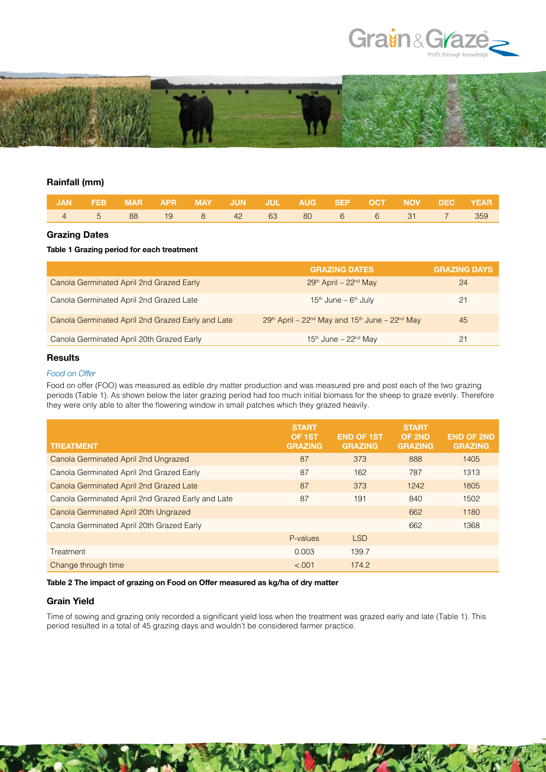## Rainfall (mm)

| JAN | FEB | MAR | APR | MAY | JUN | JUL | AUG | SEP | OCT | NOV | DEC | YEAR |
|---|---|---|---|---|---|---|---|---|---|---|---|---|
| 4 | 5 | 88 | 19 | 8 | 42 | 63 | 80 | 6 | 6 | 31 | 7 | 359 |

## Grazing Dates

**Table 1 Grazing period for each treatment**

| | GRAZING DATES | GRAZING DAYS |
|---|---|---|
| Canola Germinated April 2nd Grazed Early | 29th April – 22nd May | 24 |
| Canola Germinated April 2nd Grazed Late | 15th June – 6th July | 21 |
| Canola Germinated April 2nd Grazed Early and Late | 29th April – 22nd May and 15th June – 22nd May | 45 |
| Canola Germinated April 20th Grazed Early | 15th June – 22nd May | 21 |

## Results

*Food on Offer*

Food on offer (FOO) was measured as edible dry matter production and was measured pre and post each of the two grazing periods (Table 1). As shown below the later grazing period had too much initial biomass for the sheep to graze evenly. Therefore they were only able to alter the flowering window in small patches which they grazed heavily.

| TREATMENT | START OF 1ST GRAZING | END OF 1ST GRAZING | START OF 2ND GRAZING | END OF 2ND GRAZING |
|---|---|---|---|---|
| Canola Germinated April 2nd Ungrazed | 87 | 373 | 888 | 1405 |
| Canola Germinated April 2nd Grazed Early | 87 | 162 | 787 | 1313 |
| Canola Germinated April 2nd Grazed Late | 87 | 373 | 1242 | 1805 |
| Canola Germinated April 2nd Grazed Early and Late | 87 | 191 | 840 | 1502 |
| Canola Germinated April 20th Ungrazed | | | 662 | 1180 |
| Canola Germinated April 20th Grazed Early | | | 662 | 1368 |
| | P-values | LSD | | |
| Treatment | 0.003 | 139.7 | | |
| Change through time | <.001 | 174.2 | | |

**Table 2 The impact of grazing on Food on Offer measured as kg/ha of dry matter**

## Grain Yield

Time of sowing and grazing only recorded a significant yield loss when the treatment was grazed early and late (Table 1). This period resulted in a total of 45 grazing days and wouldn't be considered farmer practice.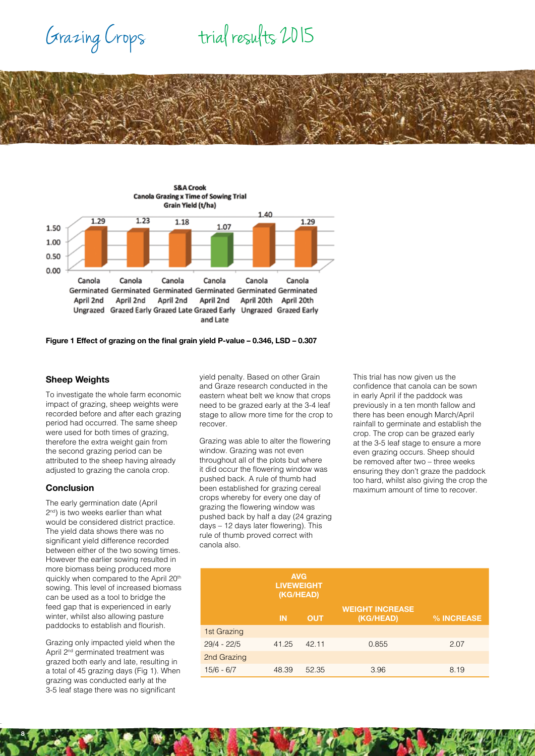# Grazing Crops trial results 2015

S&A Crook
Canola Grazing x Time of Sowing Trial
Grain Yield (t/ha)

1.50
1.00
0.50
0.00

1.29
1.23
1.18
1.07
1.40
1.29

Canola Germinated April 2nd Ungrazed
Canola Germinated April 2nd Grazed Early
Canola Germinated April 2nd Grazed Late
Canola Germinated April 2nd Grazed Early and Late
Canola Germinated April 20th Ungrazed
Canola Germinated April 20th Grazed Early

**Figure 1 Effect of grazing on the final grain yield P-value – 0.346, LSD – 0.307**

### Sheep Weights

To investigate the whole farm economic impact of grazing, sheep weights were recorded before and after each grazing period had occurred. The same sheep were used for both times of grazing, therefore the extra weight gain from the second grazing period can be attributed to the sheep having already adjusted to grazing the canola crop.

### Conclusion

The early germination date (April 2nd) is two weeks earlier than what would be considered district practice. The yield data shows there was no significant yield difference recorded between either of the two sowing times. However the earlier sowing resulted in more biomass being produced more quickly when compared to the April 20th sowing. This level of increased biomass can be used as a tool to bridge the feed gap that is experienced in early winter, whilst also allowing pasture paddocks to establish and flourish.

Grazing only impacted yield when the April 2nd germinated treatment was grazed both early and late, resulting in a total of 45 grazing days (Fig 1). When grazing was conducted early at the 3-5 leaf stage there was no significant yield penalty. Based on other Grain and Graze research conducted in the eastern wheat belt we know that crops need to be grazed early at the 3-4 leaf stage to allow more time for the crop to recover.

Grazing was able to alter the flowering window. Grazing was not even throughout all of the plots but where it did occur the flowering window was pushed back. A rule of thumb had been established for grazing cereal crops whereby for every one day of grazing the flowering window was pushed back by half a day (24 grazing days – 12 days later flowering). This rule of thumb proved correct with canola also.

This trial has now given us the confidence that canola can be sown in early April if the paddock was previously in a ten month fallow and there has been enough March/April rainfall to germinate and establish the crop. The crop can be grazed early at the 3-5 leaf stage to ensure a more even grazing occurs. Sheep should be removed after two – three weeks ensuring they don't graze the paddock too hard, whilst also giving the crop the maximum amount of time to recover.

| | AVG LIVEWEIGHT (KG/HEAD) | | | |
|---|---|---|---|---|
| | IN | OUT | WEIGHT INCREASE (KG/HEAD) | % INCREASE |
| 1st Grazing | | | | |
| 29/4 - 22/5 | 41.25 | 42.11 | 0.855 | 2.07 |
| 2nd Grazing | | | | |
| 15/6 - 6/7 | 48.39 | 52.35 | 3.96 | 8.19 |